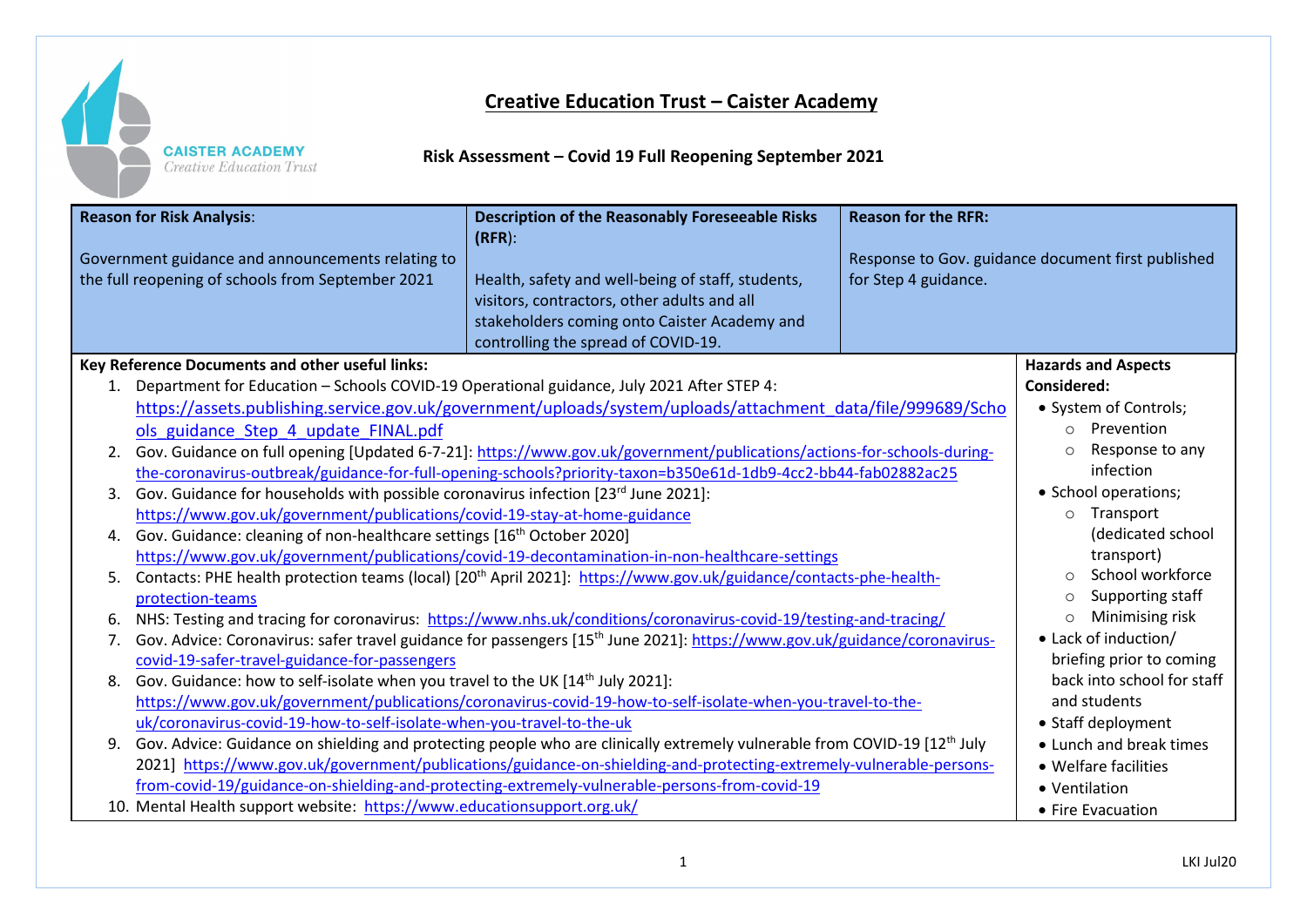CAISTER ACADEMY
*Creative Education Trust*

# Creative Education Trust – Caister Academy

## Risk Assessment – Covid 19 Full Reopening September 2021

| **Reason for Risk Analysis**: | **Description of the Reasonably Foreseeable Risks (RFR)**: | **Reason for the RFR:** |
|---|---|---|
| Government guidance and announcements relating to the full reopening of schools from September 2021 | Health, safety and well-being of staff, students, visitors, contractors, other adults and all stakeholders coming onto Caister Academy and controlling the spread of COVID-19. | Response to Gov. guidance document first published for Step 4 guidance. |

**Key Reference Documents and other useful links:**

1. Department for Education – Schools COVID-19 Operational guidance, July 2021 After STEP 4: https://assets.publishing.service.gov.uk/government/uploads/system/uploads/attachment_data/file/999689/Schools_guidance_Step_4_update_FINAL.pdf
2. Gov. Guidance on full opening [Updated 6-7-21]: https://www.gov.uk/government/publications/actions-for-schools-during-the-coronavirus-outbreak/guidance-for-full-opening-schools?priority-taxon=b350e61d-1db9-4cc2-bb44-fab02882ac25
3. Gov. Guidance for households with possible coronavirus infection [23rd June 2021]: https://www.gov.uk/government/publications/covid-19-stay-at-home-guidance
4. Gov. Guidance: cleaning of non-healthcare settings [16th October 2020] https://www.gov.uk/government/publications/covid-19-decontamination-in-non-healthcare-settings
5. Contacts: PHE health protection teams (local) [20th April 2021]: https://www.gov.uk/guidance/contacts-phe-health-protection-teams
6. NHS: Testing and tracing for coronavirus: https://www.nhs.uk/conditions/coronavirus-covid-19/testing-and-tracing/
7. Gov. Advice: Coronavirus: safer travel guidance for passengers [15th June 2021]: https://www.gov.uk/guidance/coronavirus-covid-19-safer-travel-guidance-for-passengers
8. Gov. Guidance: how to self-isolate when you travel to the UK [14th July 2021]: https://www.gov.uk/government/publications/coronavirus-covid-19-how-to-self-isolate-when-you-travel-to-the-uk/coronavirus-covid-19-how-to-self-isolate-when-you-travel-to-the-uk
9. Gov. Advice: Guidance on shielding and protecting people who are clinically extremely vulnerable from COVID-19 [12th July 2021] https://www.gov.uk/government/publications/guidance-on-shielding-and-protecting-extremely-vulnerable-persons-from-covid-19/guidance-on-shielding-and-protecting-extremely-vulnerable-persons-from-covid-19
10. Mental Health support website: https://www.educationsupport.org.uk/

**Hazards and Aspects Considered:**

- System of Controls;
  - Prevention
  - Response to any infection
- School operations;
  - Transport (dedicated school transport)
  - School workforce
  - Supporting staff
  - Minimising risk
- Lack of induction/ briefing prior to coming back into school for staff and students
- Staff deployment
- Lunch and break times
- Welfare facilities
- Ventilation
- Fire Evacuation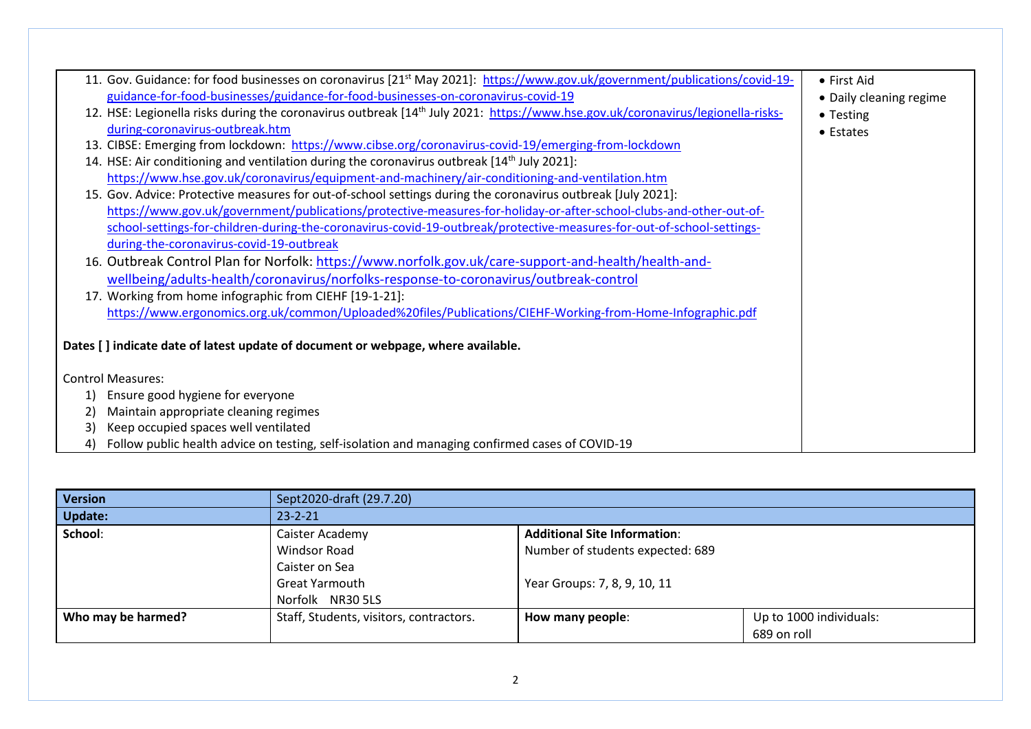| | |
|---|---|
| 11. Gov. Guidance: for food businesses on coronavirus [21st May 2021]: https://www.gov.uk/government/publications/covid-19-guidance-for-food-businesses/guidance-for-food-businesses-on-coronavirus-covid-19<br>12. HSE: Legionella risks during the coronavirus outbreak [14th July 2021: https://www.hse.gov.uk/coronavirus/legionella-risks-during-coronavirus-outbreak.htm<br>13. CIBSE: Emerging from lockdown: https://www.cibse.org/coronavirus-covid-19/emerging-from-lockdown<br>14. HSE: Air conditioning and ventilation during the coronavirus outbreak [14th July 2021]: https://www.hse.gov.uk/coronavirus/equipment-and-machinery/air-conditioning-and-ventilation.htm<br>15. Gov. Advice: Protective measures for out-of-school settings during the coronavirus outbreak [July 2021]: https://www.gov.uk/government/publications/protective-measures-for-holiday-or-after-school-clubs-and-other-out-of-school-settings-for-children-during-the-coronavirus-covid-19-outbreak/protective-measures-for-out-of-school-settings-during-the-coronavirus-covid-19-outbreak<br>16. Outbreak Control Plan for Norfolk: https://www.norfolk.gov.uk/care-support-and-health/health-and-wellbeing/adults-health/coronavirus/norfolks-response-to-coronavirus/outbreak-control<br>17. Working from home infographic from CIEHF [19-1-21]: https://www.ergonomics.org.uk/common/Uploaded%20files/Publications/CIEHF-Working-from-Home-Infographic.pdf<br><br>**Dates [ ] indicate date of latest update of document or webpage, where available.**<br><br>Control Measures:<br>1) Ensure good hygiene for everyone<br>2) Maintain appropriate cleaning regimes<br>3) Keep occupied spaces well ventilated<br>4) Follow public health advice on testing, self-isolation and managing confirmed cases of COVID-19 | • First Aid<br>• Daily cleaning regime<br>• Testing<br>• Estates |

| **Version** | Sept2020-draft (29.7.20) | | |
|---|---|---|---|
| **Update:** | 23-2-21 | | |
| **School**: | Caister Academy<br>Windsor Road<br>Caister on Sea<br>Great Yarmouth<br>Norfolk NR30 5LS | **Additional Site Information**:<br>Number of students expected: 689<br><br>Year Groups: 7, 8, 9, 10, 11 | |
| **Who may be harmed?** | Staff, Students, visitors, contractors. | **How many people**: | Up to 1000 individuals:<br>689 on roll |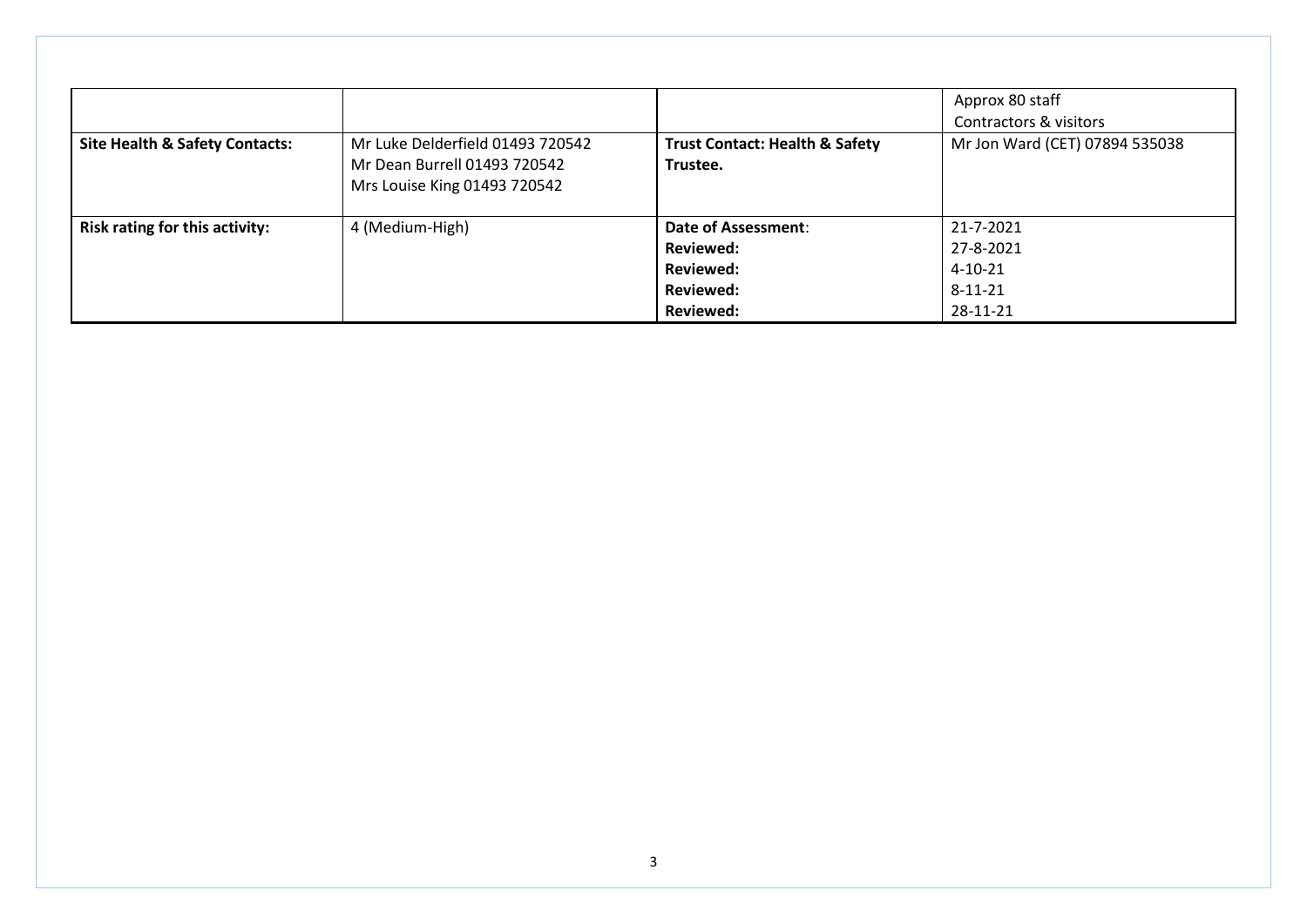| | | | |
|---|---|---|---|
| | | | Approx 80 staff<br>Contractors & visitors |
| **Site Health & Safety Contacts:** | Mr Luke Delderfield 01493 720542<br>Mr Dean Burrell 01493 720542<br>Mrs Louise King 01493 720542 | **Trust Contact: Health & Safety Trustee.** | Mr Jon Ward (CET) 07894 535038 |
| **Risk rating for this activity:** | 4 (Medium-High) | **Date of Assessment**:<br>**Reviewed:**<br>**Reviewed:**<br>**Reviewed:**<br>**Reviewed:** | 21-7-2021<br>27-8-2021<br>4-10-21<br>8-11-21<br>28-11-21 |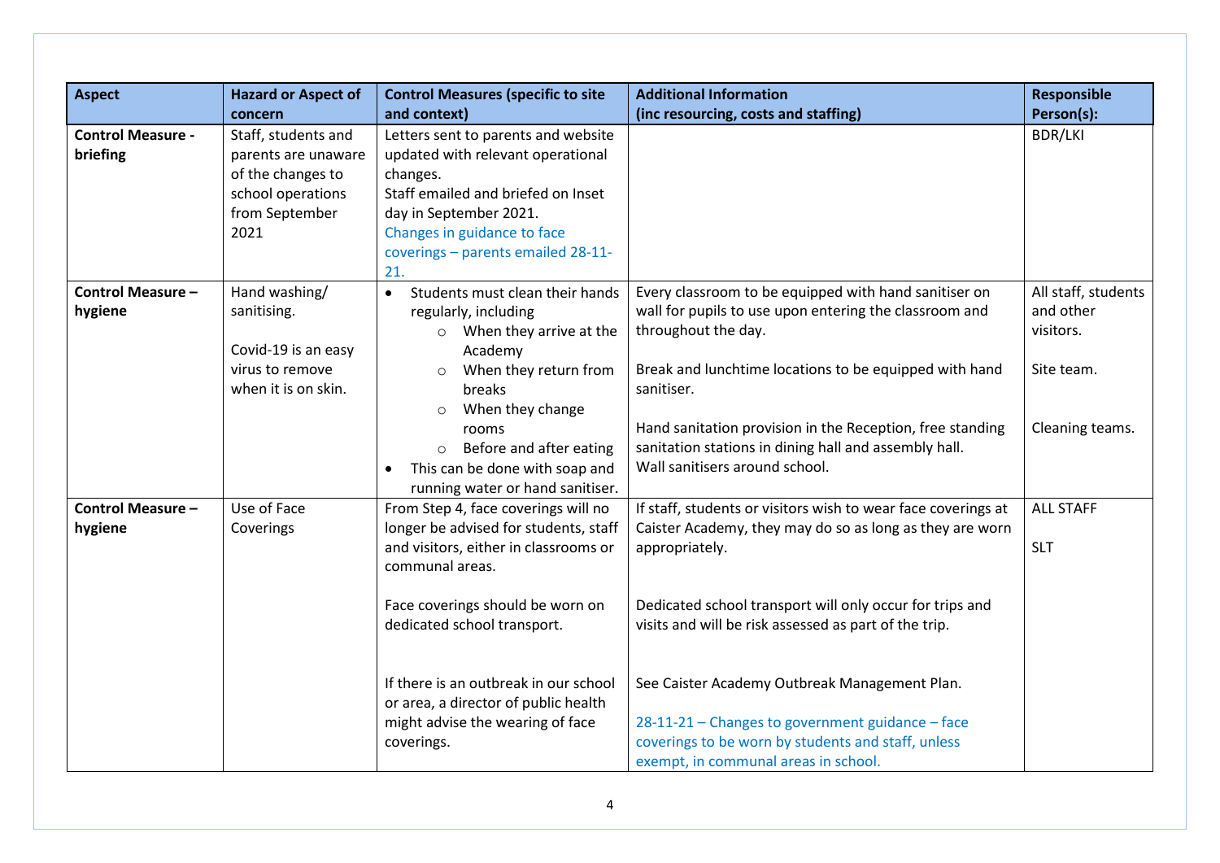| Aspect | Hazard or Aspect of concern | Control Measures (specific to site and context) | Additional Information (inc resourcing, costs and staffing) | Responsible Person(s): |
|---|---|---|---|---|
| **Control Measure - briefing** | Staff, students and parents are unaware of the changes to school operations from September 2021 | Letters sent to parents and website updated with relevant operational changes.<br>Staff emailed and briefed on Inset day in September 2021.<br>Changes in guidance to face coverings – parents emailed 28-11-21. | | BDR/LKI |
| **Control Measure – hygiene** | Hand washing/ sanitising.<br><br>Covid-19 is an easy virus to remove when it is on skin. | • Students must clean their hands regularly, including<br>  ○ When they arrive at the Academy<br>  ○ When they return from breaks<br>  ○ When they change rooms<br>  ○ Before and after eating<br>• This can be done with soap and running water or hand sanitiser. | Every classroom to be equipped with hand sanitiser on wall for pupils to use upon entering the classroom and throughout the day.<br><br>Break and lunchtime locations to be equipped with hand sanitiser.<br><br>Hand sanitation provision in the Reception, free standing sanitation stations in dining hall and assembly hall.<br>Wall sanitisers around school. | All staff, students and other visitors.<br><br>Site team.<br><br>Cleaning teams. |
| **Control Measure – hygiene** | Use of Face Coverings | From Step 4, face coverings will no longer be advised for students, staff and visitors, either in classrooms or communal areas.<br><br>Face coverings should be worn on dedicated school transport.<br><br>If there is an outbreak in our school or area, a director of public health might advise the wearing of face coverings. | If staff, students or visitors wish to wear face coverings at Caister Academy, they may do so as long as they are worn appropriately.<br><br>Dedicated school transport will only occur for trips and visits and will be risk assessed as part of the trip.<br><br>See Caister Academy Outbreak Management Plan.<br><br>28-11-21 – Changes to government guidance – face coverings to be worn by students and staff, unless exempt, in communal areas in school. | ALL STAFF<br><br>SLT |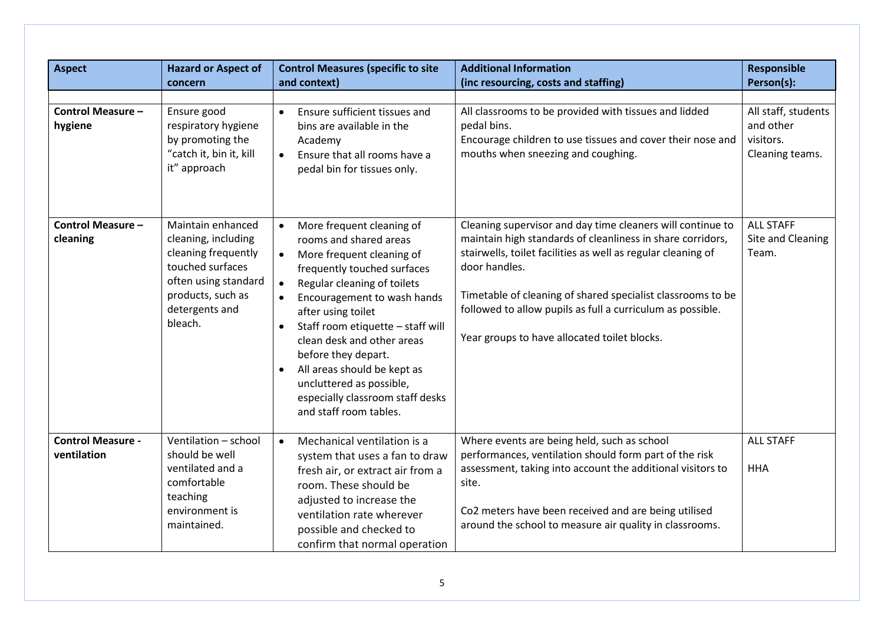| Aspect | Hazard or Aspect of concern | Control Measures (specific to site and context) | Additional Information (inc resourcing, costs and staffing) | Responsible Person(s): |
|---|---|---|---|---|
| | | | | |
| **Control Measure – hygiene** | Ensure good respiratory hygiene by promoting the "catch it, bin it, kill it" approach | • Ensure sufficient tissues and bins are available in the Academy<br>• Ensure that all rooms have a pedal bin for tissues only. | All classrooms to be provided with tissues and lidded pedal bins.<br>Encourage children to use tissues and cover their nose and mouths when sneezing and coughing. | All staff, students and other visitors.<br>Cleaning teams. |
| **Control Measure – cleaning** | Maintain enhanced cleaning, including cleaning frequently touched surfaces often using standard products, such as detergents and bleach. | • More frequent cleaning of rooms and shared areas<br>• More frequent cleaning of frequently touched surfaces<br>• Regular cleaning of toilets<br>• Encouragement to wash hands after using toilet<br>• Staff room etiquette – staff will clean desk and other areas before they depart.<br>• All areas should be kept as uncluttered as possible, especially classroom staff desks and staff room tables. | Cleaning supervisor and day time cleaners will continue to maintain high standards of cleanliness in share corridors, stairwells, toilet facilities as well as regular cleaning of door handles.<br><br>Timetable of cleaning of shared specialist classrooms to be followed to allow pupils as full a curriculum as possible.<br><br>Year groups to have allocated toilet blocks. | ALL STAFF<br>Site and Cleaning Team. |
| **Control Measure - ventilation** | Ventilation – school should be well ventilated and a comfortable teaching environment is maintained. | • Mechanical ventilation is a system that uses a fan to draw fresh air, or extract air from a room. These should be adjusted to increase the ventilation rate wherever possible and checked to confirm that normal operation | Where events are being held, such as school performances, ventilation should form part of the risk assessment, taking into account the additional visitors to site.<br><br>Co2 meters have been received and are being utilised around the school to measure air quality in classrooms. | ALL STAFF<br><br>HHA |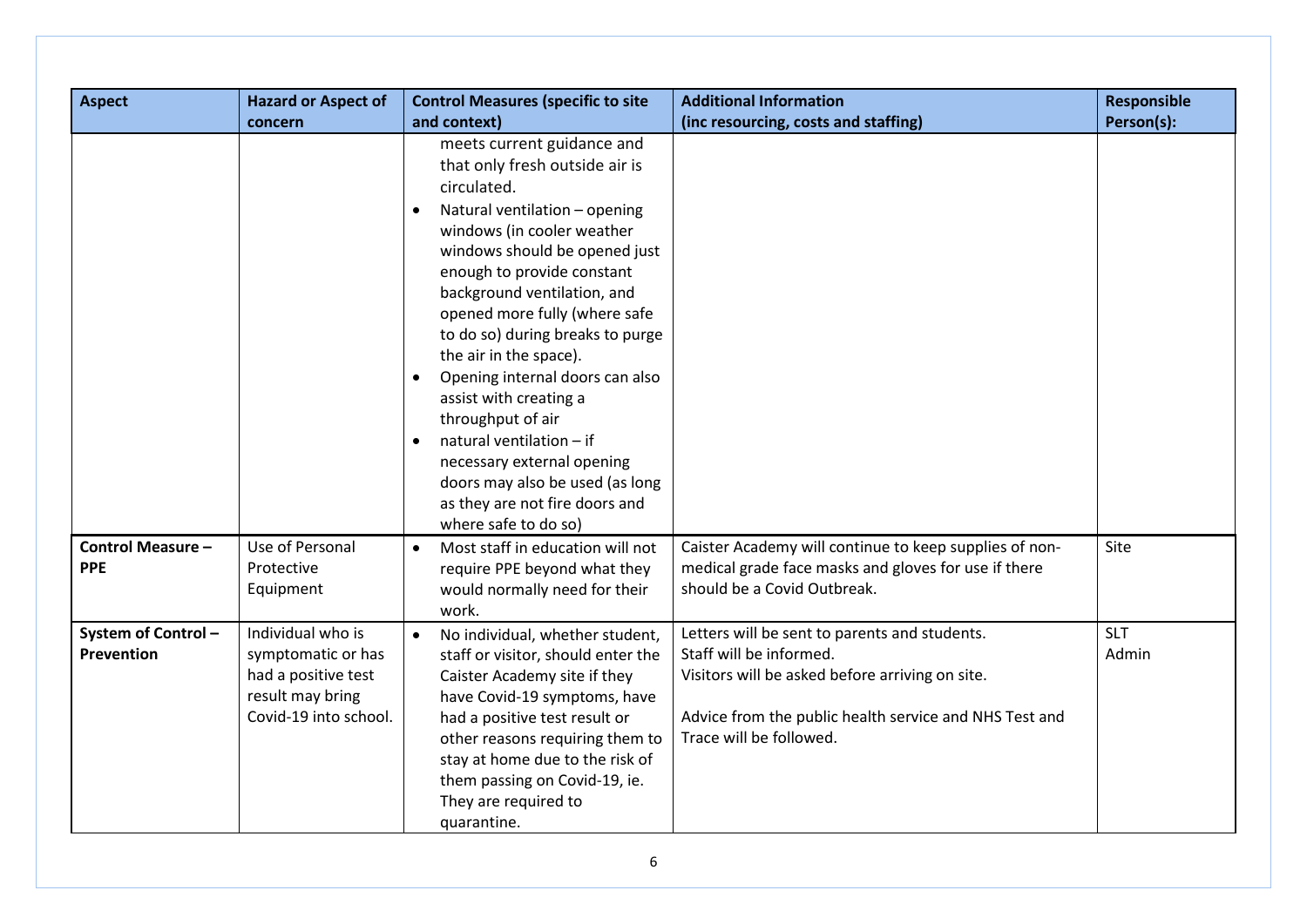| Aspect | Hazard or Aspect of concern | Control Measures (specific to site and context) | Additional Information (inc resourcing, costs and staffing) | Responsible Person(s): |
|---|---|---|---|---|
| | | meets current guidance and that only fresh outside air is circulated.<br>• Natural ventilation – opening windows (in cooler weather windows should be opened just enough to provide constant background ventilation, and opened more fully (where safe to do so) during breaks to purge the air in the space).<br>• Opening internal doors can also assist with creating a throughput of air<br>• natural ventilation – if necessary external opening doors may also be used (as long as they are not fire doors and where safe to do so) | | |
| **Control Measure – PPE** | Use of Personal Protective Equipment | • Most staff in education will not require PPE beyond what they would normally need for their work. | Caister Academy will continue to keep supplies of non-medical grade face masks and gloves for use if there should be a Covid Outbreak. | Site |
| **System of Control – Prevention** | Individual who is symptomatic or has had a positive test result may bring Covid-19 into school. | • No individual, whether student, staff or visitor, should enter the Caister Academy site if they have Covid-19 symptoms, have had a positive test result or other reasons requiring them to stay at home due to the risk of them passing on Covid-19, ie. They are required to quarantine. | Letters will be sent to parents and students.<br>Staff will be informed.<br>Visitors will be asked before arriving on site.<br><br>Advice from the public health service and NHS Test and Trace will be followed. | SLT<br>Admin |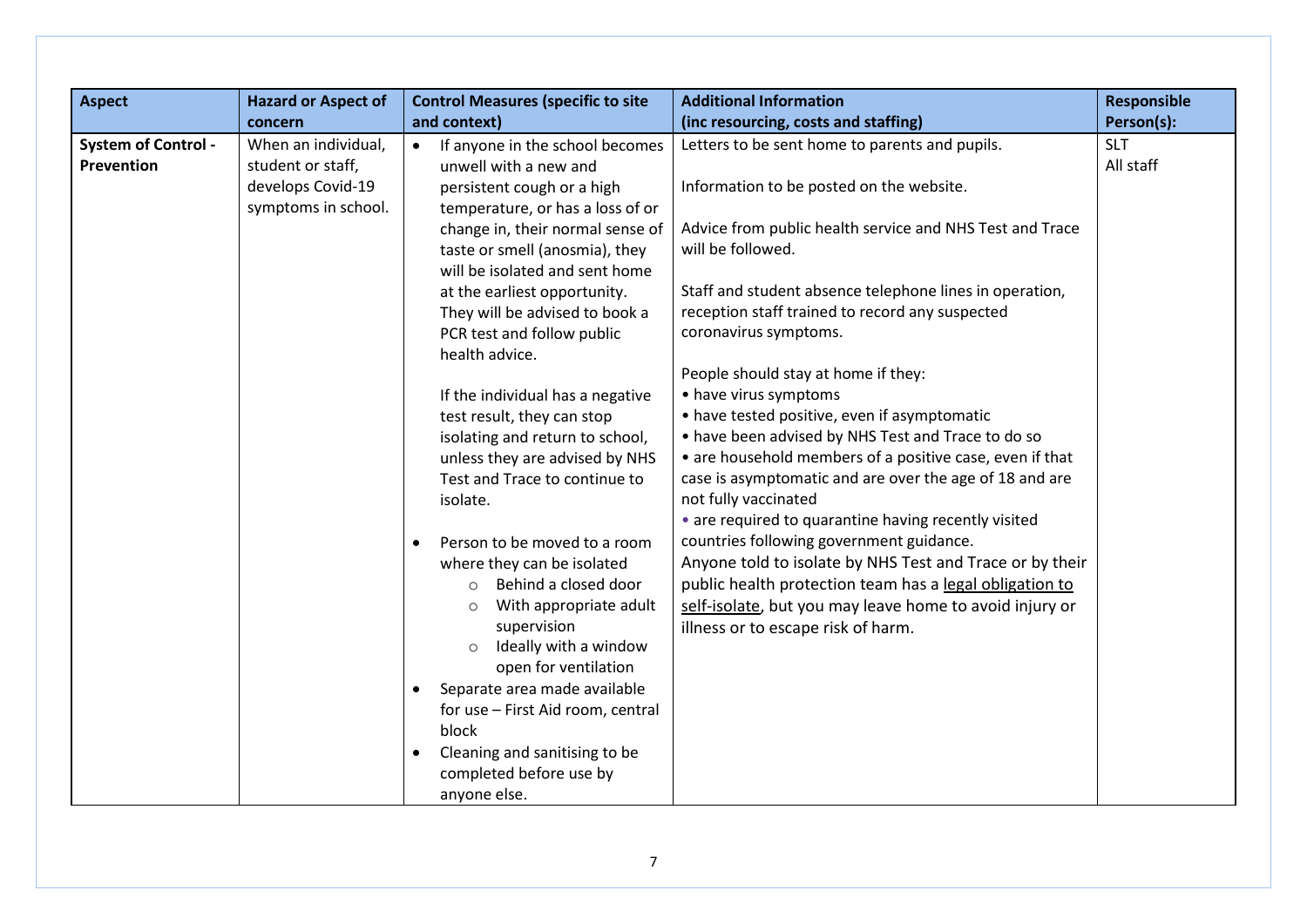| Aspect | Hazard or Aspect of concern | Control Measures (specific to site and context) | Additional Information (inc resourcing, costs and staffing) | Responsible Person(s): |
|---|---|---|---|---|
| **System of Control - Prevention** | When an individual, student or staff, develops Covid-19 symptoms in school. | • If anyone in the school becomes unwell with a new and persistent cough or a high temperature, or has a loss of or change in, their normal sense of taste or smell (anosmia), they will be isolated and sent home at the earliest opportunity. They will be advised to book a PCR test and follow public health advice.<br><br>If the individual has a negative test result, they can stop isolating and return to school, unless they are advised by NHS Test and Trace to continue to isolate.<br><br>• Person to be moved to a room where they can be isolated<br>  ○ Behind a closed door<br>  ○ With appropriate adult supervision<br>  ○ Ideally with a window open for ventilation<br>• Separate area made available for use – First Aid room, central block<br>• Cleaning and sanitising to be completed before use by anyone else. | Letters to be sent home to parents and pupils.<br><br>Information to be posted on the website.<br><br>Advice from public health service and NHS Test and Trace will be followed.<br><br>Staff and student absence telephone lines in operation, reception staff trained to record any suspected coronavirus symptoms.<br><br>People should stay at home if they:<br>• have virus symptoms<br>• have tested positive, even if asymptomatic<br>• have been advised by NHS Test and Trace to do so<br>• are household members of a positive case, even if that case is asymptomatic and are over the age of 18 and are not fully vaccinated<br>• are required to quarantine having recently visited countries following government guidance.<br>Anyone told to isolate by NHS Test and Trace or by their public health protection team has a legal obligation to self-isolate, but you may leave home to avoid injury or illness or to escape risk of harm. | SLT<br>All staff |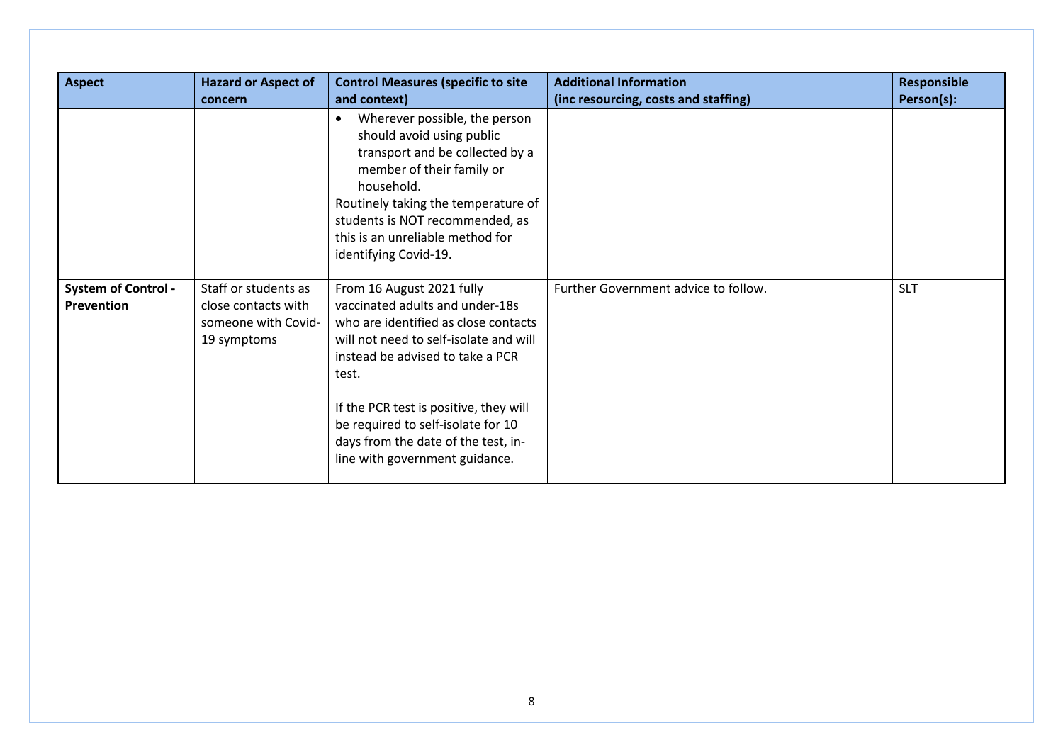| Aspect | Hazard or Aspect of concern | Control Measures (specific to site and context) | Additional Information (inc resourcing, costs and staffing) | Responsible Person(s): |
|---|---|---|---|---|
| | | • Wherever possible, the person should avoid using public transport and be collected by a member of their family or household.<br>Routinely taking the temperature of students is NOT recommended, as this is an unreliable method for identifying Covid-19. | | |
| **System of Control - Prevention** | Staff or students as close contacts with someone with Covid-19 symptoms | From 16 August 2021 fully vaccinated adults and under-18s who are identified as close contacts will not need to self-isolate and will instead be advised to take a PCR test.<br><br>If the PCR test is positive, they will be required to self-isolate for 10 days from the date of the test, in-line with government guidance. | Further Government advice to follow. | SLT |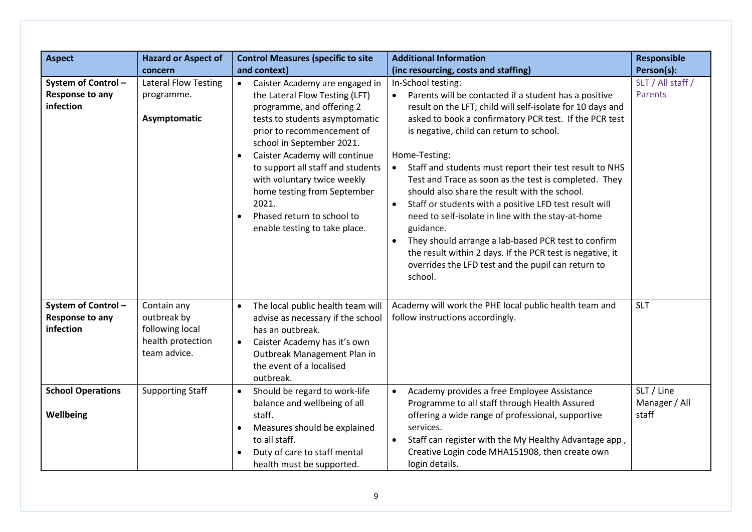| Aspect | Hazard or Aspect of concern | Control Measures (specific to site and context) | Additional Information (inc resourcing, costs and staffing) | Responsible Person(s): |
|---|---|---|---|---|
| **System of Control – Response to any infection** | Lateral Flow Testing programme.<br><br>**Asymptomatic** | • Caister Academy are engaged in the Lateral Flow Testing (LFT) programme, and offering 2 tests to students asymptomatic prior to recommencement of school in September 2021.<br>• Caister Academy will continue to support all staff and students with voluntary twice weekly home testing from September 2021.<br>• Phased return to school to enable testing to take place. | In-School testing:<br>• Parents will be contacted if a student has a positive result on the LFT; child will self-isolate for 10 days and asked to book a confirmatory PCR test. If the PCR test is negative, child can return to school.<br><br>Home-Testing:<br>• Staff and students must report their test result to NHS Test and Trace as soon as the test is completed. They should also share the result with the school.<br>• Staff or students with a positive LFD test result will need to self-isolate in line with the stay-at-home guidance.<br>• They should arrange a lab-based PCR test to confirm the result within 2 days. If the PCR test is negative, it overrides the LFD test and the pupil can return to school. | SLT / All staff / Parents |
| **System of Control – Response to any infection** | Contain any outbreak by following local health protection team advice. | • The local public health team will advise as necessary if the school has an outbreak.<br>• Caister Academy has it's own Outbreak Management Plan in the event of a localised outbreak. | Academy will work the PHE local public health team and follow instructions accordingly. | SLT |
| **School Operations**<br><br>**Wellbeing** | Supporting Staff | • Should be regard to work-life balance and wellbeing of all staff.<br>• Measures should be explained to all staff.<br>• Duty of care to staff mental health must be supported. | • Academy provides a free Employee Assistance Programme to all staff through Health Assured offering a wide range of professional, supportive services.<br>• Staff can register with the My Healthy Advantage app , Creative Login code MHA151908, then create own login details. | SLT / Line Manager / All staff |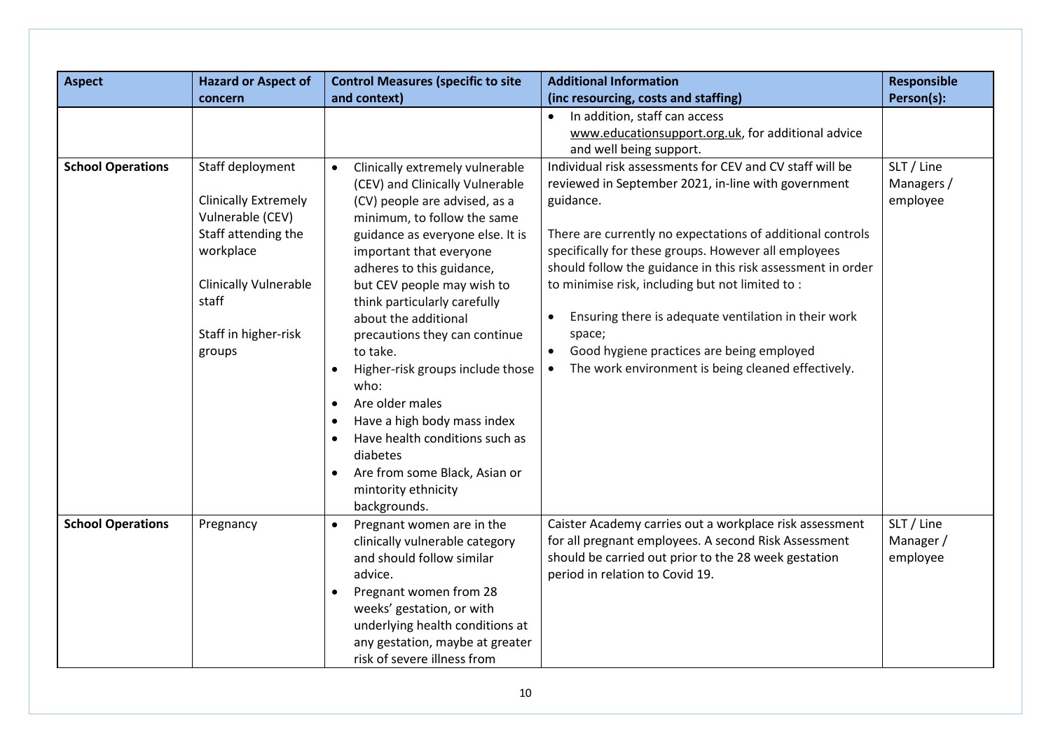| Aspect | Hazard or Aspect of concern | Control Measures (specific to site and context) | Additional Information (inc resourcing, costs and staffing) | Responsible Person(s): |
|---|---|---|---|---|
| | | | • In addition, staff can access www.educationsupport.org.uk, for additional advice and well being support. | |
| **School Operations** | Staff deployment<br><br>Clinically Extremely Vulnerable (CEV) Staff attending the workplace<br><br>Clinically Vulnerable staff<br><br>Staff in higher-risk groups | • Clinically extremely vulnerable (CEV) and Clinically Vulnerable (CV) people are advised, as a minimum, to follow the same guidance as everyone else. It is important that everyone adheres to this guidance, but CEV people may wish to think particularly carefully about the additional precautions they can continue to take.<br>• Higher-risk groups include those who:<br>• Are older males<br>• Have a high body mass index<br>• Have health conditions such as diabetes<br>• Are from some Black, Asian or mintority ethnicity backgrounds. | Individual risk assessments for CEV and CV staff will be reviewed in September 2021, in-line with government guidance.<br><br>There are currently no expectations of additional controls specifically for these groups. However all employees should follow the guidance in this risk assessment in order to minimise risk, including but not limited to :<br><br>• Ensuring there is adequate ventilation in their work space;<br>• Good hygiene practices are being employed<br>• The work environment is being cleaned effectively. | SLT / Line Managers / employee |
| **School Operations** | Pregnancy | • Pregnant women are in the clinically vulnerable category and should follow similar advice.<br>• Pregnant women from 28 weeks' gestation, or with underlying health conditions at any gestation, maybe at greater risk of severe illness from | Caister Academy carries out a workplace risk assessment for all pregnant employees. A second Risk Assessment should be carried out prior to the 28 week gestation period in relation to Covid 19. | SLT / Line Manager / employee |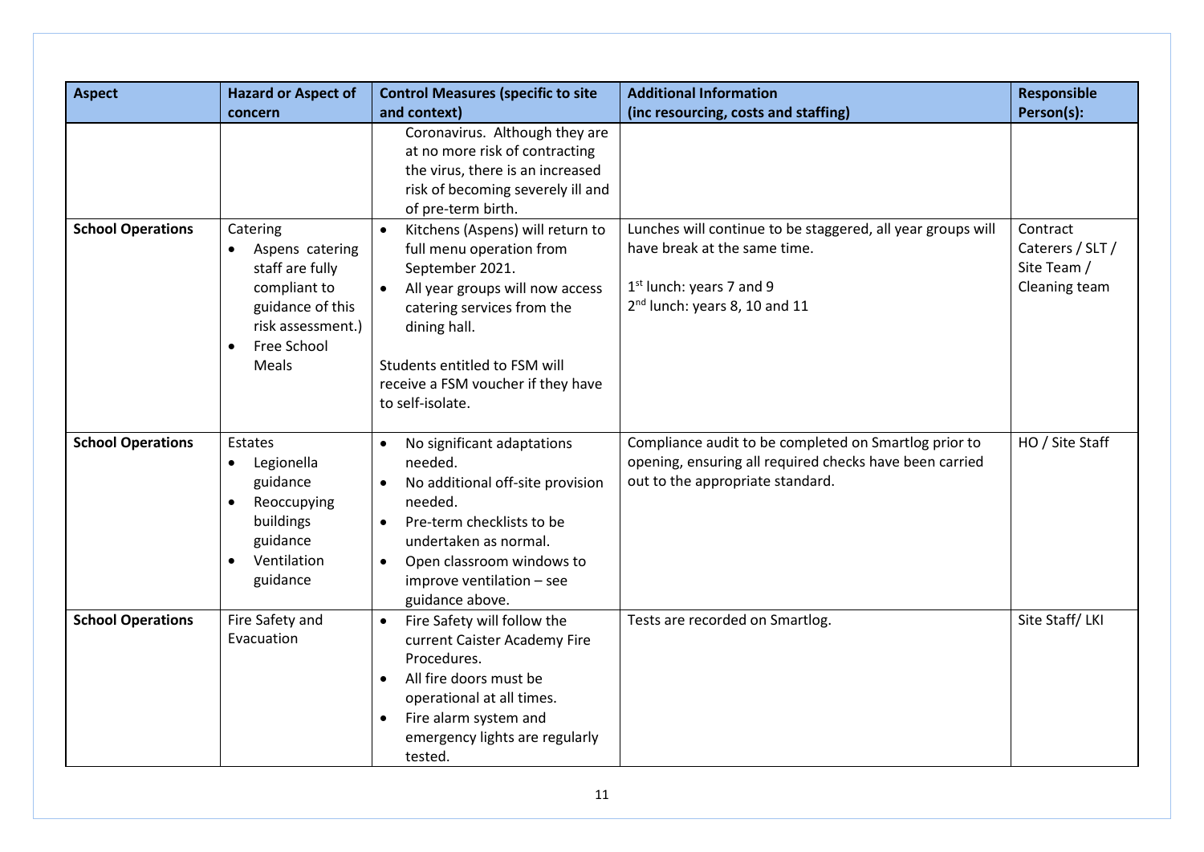| Aspect | Hazard or Aspect of concern | Control Measures (specific to site and context) | Additional Information (inc resourcing, costs and staffing) | Responsible Person(s): |
|---|---|---|---|---|
| | | Coronavirus. Although they are at no more risk of contracting the virus, there is an increased risk of becoming severely ill and of pre-term birth. | | |
| **School Operations** | Catering<br>• Aspens catering staff are fully compliant to guidance of this risk assessment.)<br>• Free School Meals | • Kitchens (Aspens) will return to full menu operation from September 2021.<br>• All year groups will now access catering services from the dining hall.<br><br>Students entitled to FSM will receive a FSM voucher if they have to self-isolate. | Lunches will continue to be staggered, all year groups will have break at the same time.<br><br>1st lunch: years 7 and 9<br>2nd lunch: years 8, 10 and 11 | Contract Caterers / SLT / Site Team / Cleaning team |
| **School Operations** | Estates<br>• Legionella guidance<br>• Reoccupying buildings guidance<br>• Ventilation guidance | • No significant adaptations needed.<br>• No additional off-site provision needed.<br>• Pre-term checklists to be undertaken as normal.<br>• Open classroom windows to improve ventilation – see guidance above. | Compliance audit to be completed on Smartlog prior to opening, ensuring all required checks have been carried out to the appropriate standard. | HO / Site Staff |
| **School Operations** | Fire Safety and Evacuation | • Fire Safety will follow the current Caister Academy Fire Procedures.<br>• All fire doors must be operational at all times.<br>• Fire alarm system and emergency lights are regularly tested. | Tests are recorded on Smartlog. | Site Staff/ LKI |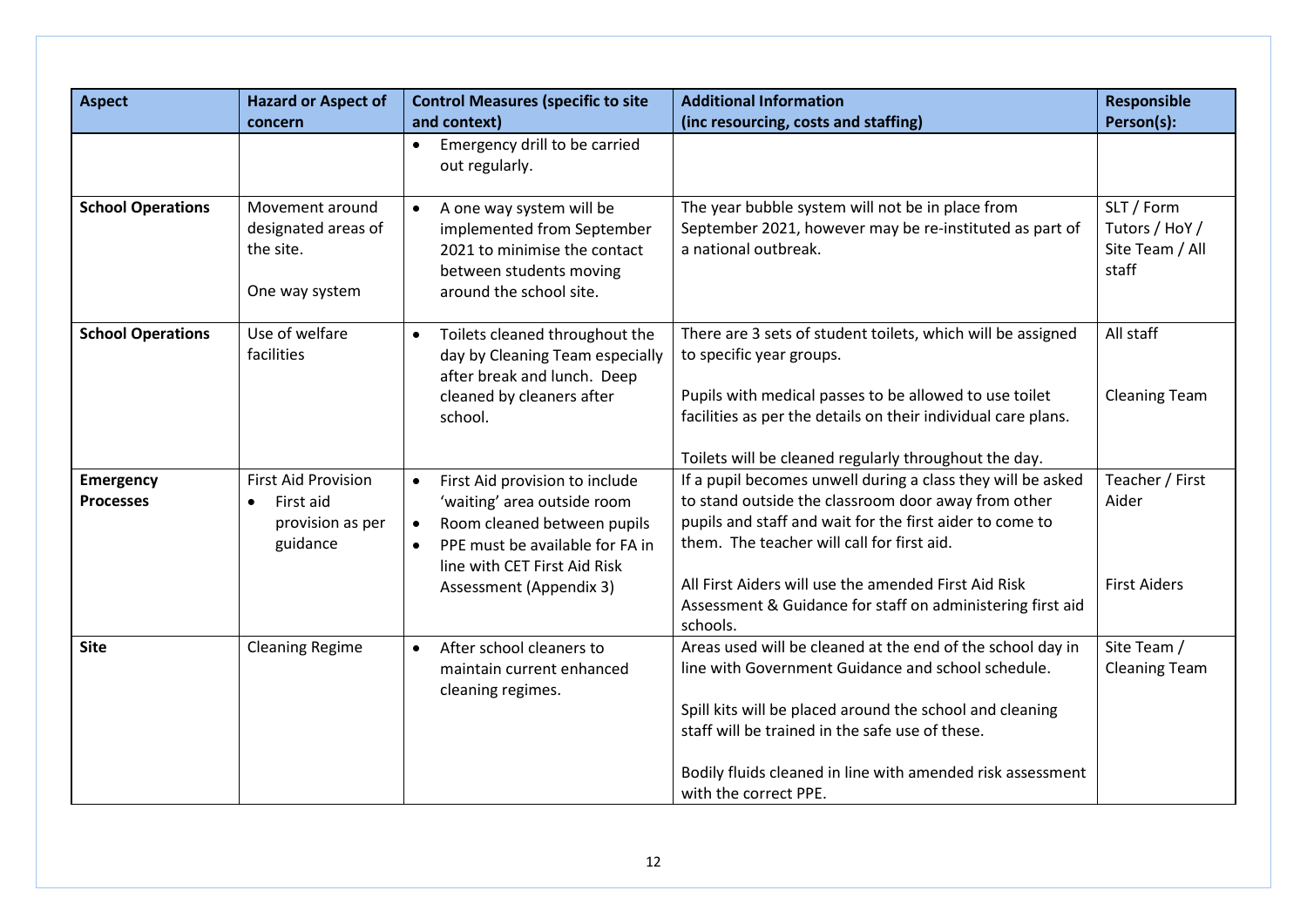| Aspect | Hazard or Aspect of concern | Control Measures (specific to site and context) | Additional Information (inc resourcing, costs and staffing) | Responsible Person(s): |
|---|---|---|---|---|
| | | • Emergency drill to be carried out regularly. | | |
| **School Operations** | Movement around designated areas of the site.<br><br>One way system | • A one way system will be implemented from September 2021 to minimise the contact between students moving around the school site. | The year bubble system will not be in place from September 2021, however may be re-instituted as part of a national outbreak. | SLT / Form Tutors / HoY / Site Team / All staff |
| **School Operations** | Use of welfare facilities | • Toilets cleaned throughout the day by Cleaning Team especially after break and lunch. Deep cleaned by cleaners after school. | There are 3 sets of student toilets, which will be assigned to specific year groups.<br><br>Pupils with medical passes to be allowed to use toilet facilities as per the details on their individual care plans.<br><br>Toilets will be cleaned regularly throughout the day. | All staff<br><br>Cleaning Team |
| **Emergency Processes** | First Aid Provision<br>• First aid provision as per guidance | • First Aid provision to include 'waiting' area outside room<br>• Room cleaned between pupils<br>• PPE must be available for FA in line with CET First Aid Risk Assessment (Appendix 3) | If a pupil becomes unwell during a class they will be asked to stand outside the classroom door away from other pupils and staff and wait for the first aider to come to them. The teacher will call for first aid.<br><br>All First Aiders will use the amended First Aid Risk Assessment & Guidance for staff on administering first aid schools. | Teacher / First Aider<br><br>First Aiders |
| **Site** | Cleaning Regime | • After school cleaners to maintain current enhanced cleaning regimes. | Areas used will be cleaned at the end of the school day in line with Government Guidance and school schedule.<br><br>Spill kits will be placed around the school and cleaning staff will be trained in the safe use of these.<br><br>Bodily fluids cleaned in line with amended risk assessment with the correct PPE. | Site Team / Cleaning Team |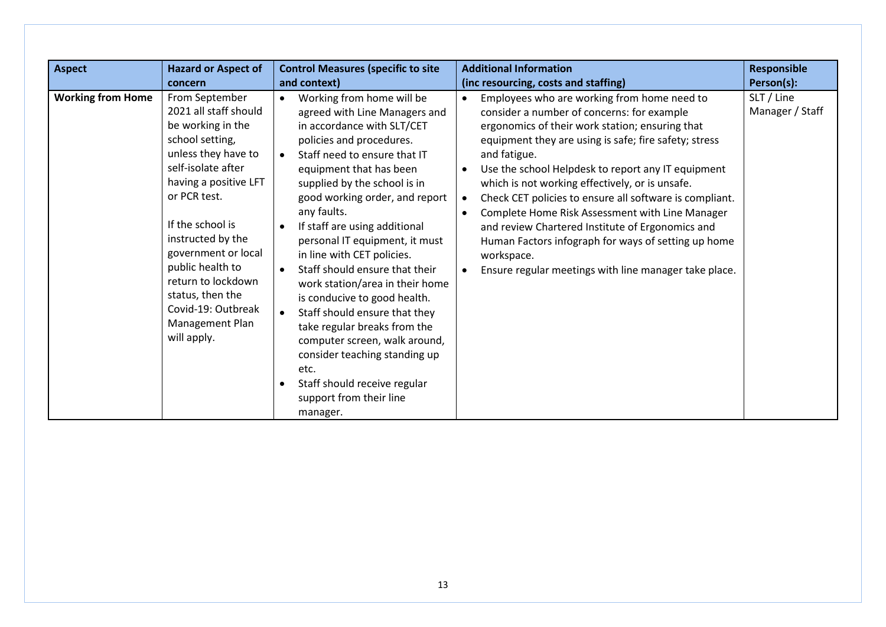| Aspect | Hazard or Aspect of concern | Control Measures (specific to site and context) | Additional Information (inc resourcing, costs and staffing) | Responsible Person(s): |
| --- | --- | --- | --- | --- |
| **Working from Home** | From September 2021 all staff should be working in the school setting, unless they have to self-isolate after having a positive LFT or PCR test.<br><br>If the school is instructed by the government or local public health to return to lockdown status, then the Covid-19: Outbreak Management Plan will apply. | • Working from home will be agreed with Line Managers and in accordance with SLT/CET policies and procedures.<br>• Staff need to ensure that IT equipment that has been supplied by the school is in good working order, and report any faults.<br>• If staff are using additional personal IT equipment, it must in line with CET policies.<br>• Staff should ensure that their work station/area in their home is conducive to good health.<br>• Staff should ensure that they take regular breaks from the computer screen, walk around, consider teaching standing up etc.<br>• Staff should receive regular support from their line manager. | • Employees who are working from home need to consider a number of concerns: for example ergonomics of their work station; ensuring that equipment they are using is safe; fire safety; stress and fatigue.<br>• Use the school Helpdesk to report any IT equipment which is not working effectively, or is unsafe.<br>• Check CET policies to ensure all software is compliant.<br>• Complete Home Risk Assessment with Line Manager and review Chartered Institute of Ergonomics and Human Factors infograph for ways of setting up home workspace.<br>• Ensure regular meetings with line manager take place. | SLT / Line Manager / Staff |